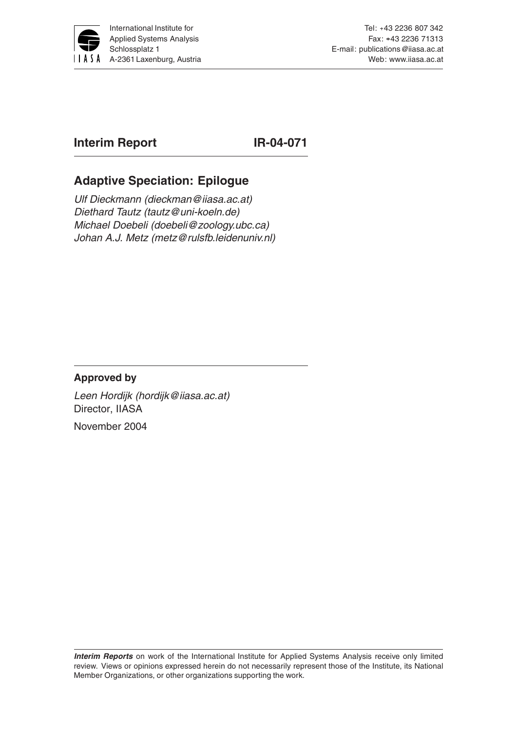International Institute for Applied Systems Analysis
Schlossplatz 1
A-2361 Laxenburg, Austria

Tel: +43 2236 807 342
Fax: +43 2236 71313
E-mail: publications@iiasa.ac.at
Web: www.iiasa.ac.at

**Interim Report** **IR-04-071**

# Adaptive Speciation: Epilogue

*Ulf Dieckmann (dieckman@iiasa.ac.at)*
*Diethard Tautz (tautz@uni-koeln.de)*
*Michael Doebeli (doebeli@zoology.ubc.ca)*
*Johan A.J. Metz (metz@rulsfb.leidenuniv.nl)*

**Approved by**

*Leen Hordijk (hordijk@iiasa.ac.at)*
Director, IIASA

November 2004

***Interim Reports*** on work of the International Institute for Applied Systems Analysis receive only limited review. Views or opinions expressed herein do not necessarily represent those of the Institute, its National Member Organizations, or other organizations supporting the work.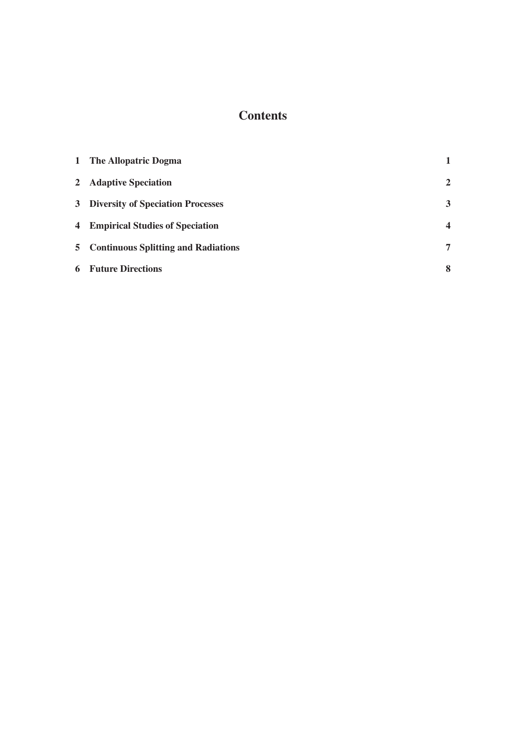# Contents

| | | |
|---|---|---|
| **1** | **The Allopatric Dogma** | **1** |
| **2** | **Adaptive Speciation** | **2** |
| **3** | **Diversity of Speciation Processes** | **3** |
| **4** | **Empirical Studies of Speciation** | **4** |
| **5** | **Continuous Splitting and Radiations** | **7** |
| **6** | **Future Directions** | **8** |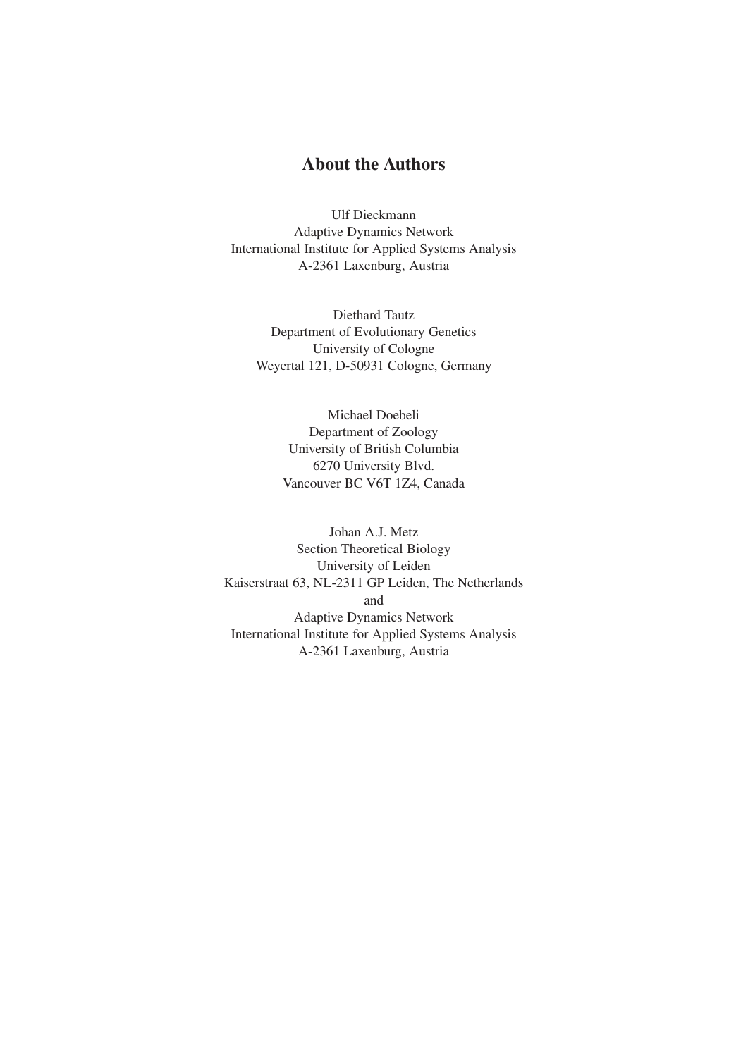# About the Authors

Ulf Dieckmann
Adaptive Dynamics Network
International Institute for Applied Systems Analysis
A-2361 Laxenburg, Austria

Diethard Tautz
Department of Evolutionary Genetics
University of Cologne
Weyertal 121, D-50931 Cologne, Germany

Michael Doebeli
Department of Zoology
University of British Columbia
6270 University Blvd.
Vancouver BC V6T 1Z4, Canada

Johan A.J. Metz
Section Theoretical Biology
University of Leiden
Kaiserstraat 63, NL-2311 GP Leiden, The Netherlands
and
Adaptive Dynamics Network
International Institute for Applied Systems Analysis
A-2361 Laxenburg, Austria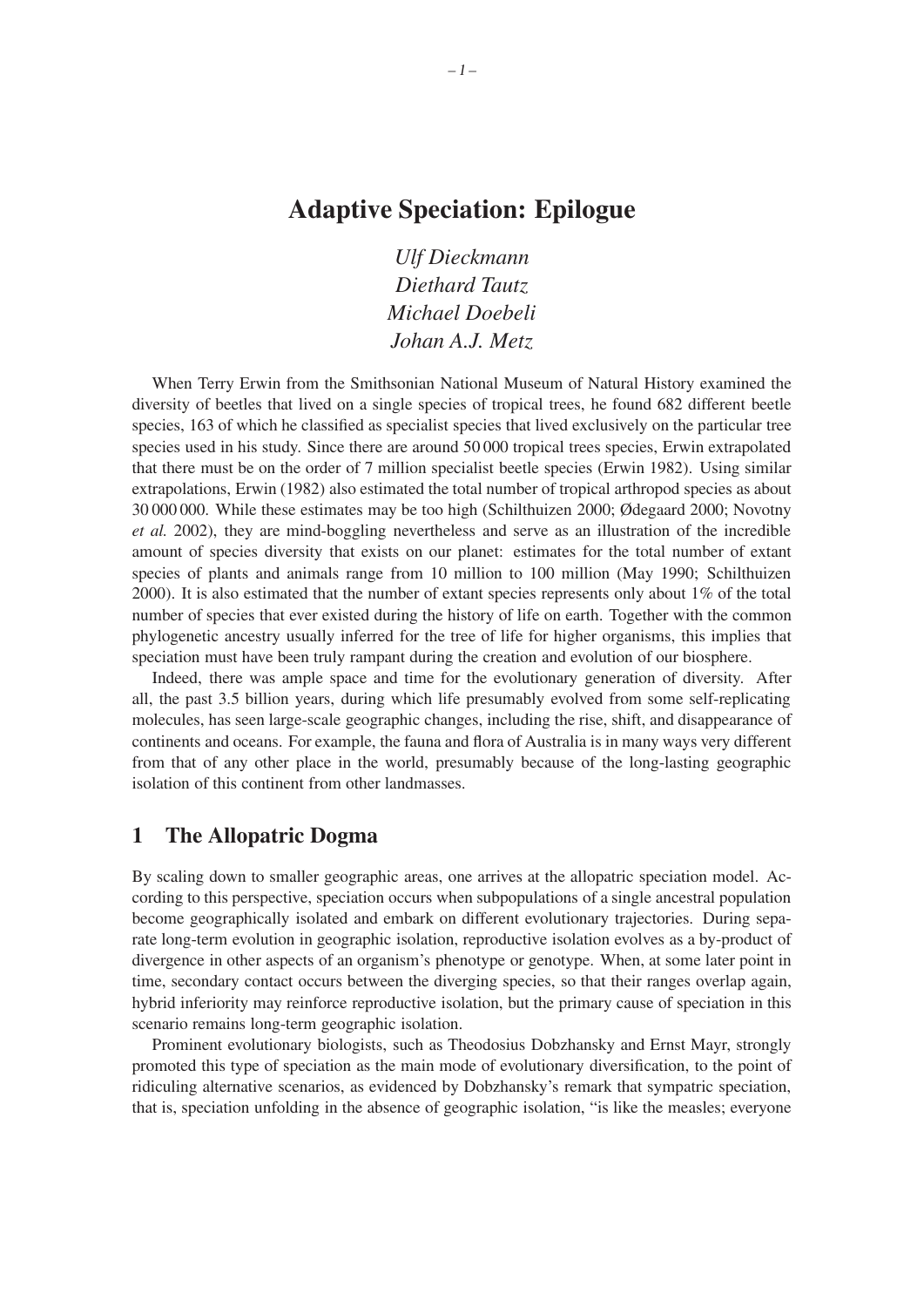# Adaptive Speciation: Epilogue

*Ulf Dieckmann*
*Diethard Tautz*
*Michael Doebeli*
*Johan A.J. Metz*

When Terry Erwin from the Smithsonian National Museum of Natural History examined the diversity of beetles that lived on a single species of tropical trees, he found 682 different beetle species, 163 of which he classified as specialist species that lived exclusively on the particular tree species used in his study. Since there are around 50 000 tropical trees species, Erwin extrapolated that there must be on the order of 7 million specialist beetle species (Erwin 1982). Using similar extrapolations, Erwin (1982) also estimated the total number of tropical arthropod species as about 30 000 000. While these estimates may be too high (Schilthuizen 2000; Ødegaard 2000; Novotny *et al.* 2002), they are mind-boggling nevertheless and serve as an illustration of the incredible amount of species diversity that exists on our planet: estimates for the total number of extant species of plants and animals range from 10 million to 100 million (May 1990; Schilthuizen 2000). It is also estimated that the number of extant species represents only about 1% of the total number of species that ever existed during the history of life on earth. Together with the common phylogenetic ancestry usually inferred for the tree of life for higher organisms, this implies that speciation must have been truly rampant during the creation and evolution of our biosphere.

Indeed, there was ample space and time for the evolutionary generation of diversity. After all, the past 3.5 billion years, during which life presumably evolved from some self-replicating molecules, has seen large-scale geographic changes, including the rise, shift, and disappearance of continents and oceans. For example, the fauna and flora of Australia is in many ways very different from that of any other place in the world, presumably because of the long-lasting geographic isolation of this continent from other landmasses.

## 1 The Allopatric Dogma

By scaling down to smaller geographic areas, one arrives at the allopatric speciation model. According to this perspective, speciation occurs when subpopulations of a single ancestral population become geographically isolated and embark on different evolutionary trajectories. During separate long-term evolution in geographic isolation, reproductive isolation evolves as a by-product of divergence in other aspects of an organism's phenotype or genotype. When, at some later point in time, secondary contact occurs between the diverging species, so that their ranges overlap again, hybrid inferiority may reinforce reproductive isolation, but the primary cause of speciation in this scenario remains long-term geographic isolation.

Prominent evolutionary biologists, such as Theodosius Dobzhansky and Ernst Mayr, strongly promoted this type of speciation as the main mode of evolutionary diversification, to the point of ridiculing alternative scenarios, as evidenced by Dobzhansky's remark that sympatric speciation, that is, speciation unfolding in the absence of geographic isolation, "is like the measles; everyone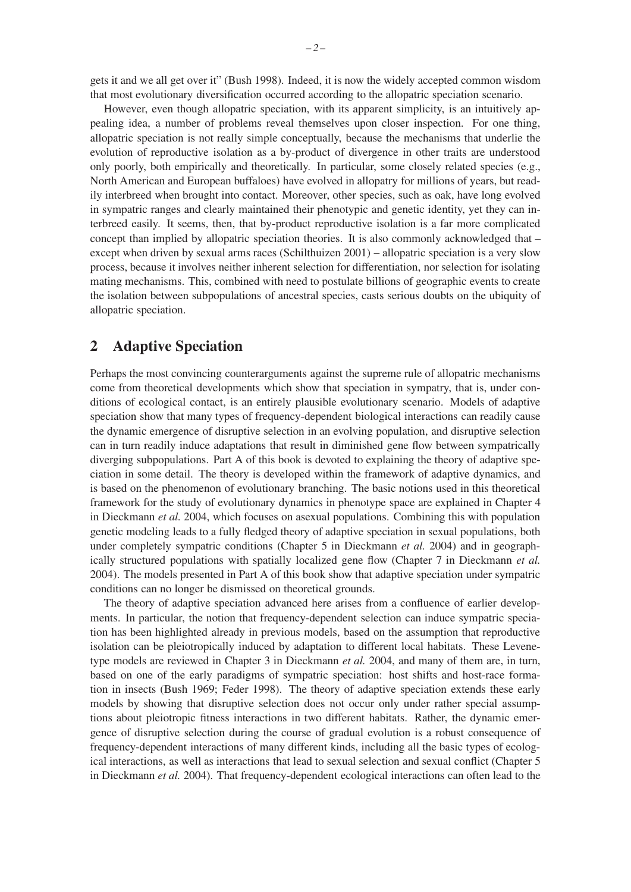gets it and we all get over it" (Bush 1998). Indeed, it is now the widely accepted common wisdom that most evolutionary diversification occurred according to the allopatric speciation scenario.

However, even though allopatric speciation, with its apparent simplicity, is an intuitively appealing idea, a number of problems reveal themselves upon closer inspection. For one thing, allopatric speciation is not really simple conceptually, because the mechanisms that underlie the evolution of reproductive isolation as a by-product of divergence in other traits are understood only poorly, both empirically and theoretically. In particular, some closely related species (e.g., North American and European buffaloes) have evolved in allopatry for millions of years, but readily interbreed when brought into contact. Moreover, other species, such as oak, have long evolved in sympatric ranges and clearly maintained their phenotypic and genetic identity, yet they can interbreed easily. It seems, then, that by-product reproductive isolation is a far more complicated concept than implied by allopatric speciation theories. It is also commonly acknowledged that – except when driven by sexual arms races (Schilthuizen 2001) – allopatric speciation is a very slow process, because it involves neither inherent selection for differentiation, nor selection for isolating mating mechanisms. This, combined with need to postulate billions of geographic events to create the isolation between subpopulations of ancestral species, casts serious doubts on the ubiquity of allopatric speciation.

## 2 Adaptive Speciation

Perhaps the most convincing counterarguments against the supreme rule of allopatric mechanisms come from theoretical developments which show that speciation in sympatry, that is, under conditions of ecological contact, is an entirely plausible evolutionary scenario. Models of adaptive speciation show that many types of frequency-dependent biological interactions can readily cause the dynamic emergence of disruptive selection in an evolving population, and disruptive selection can in turn readily induce adaptations that result in diminished gene flow between sympatrically diverging subpopulations. Part A of this book is devoted to explaining the theory of adaptive speciation in some detail. The theory is developed within the framework of adaptive dynamics, and is based on the phenomenon of evolutionary branching. The basic notions used in this theoretical framework for the study of evolutionary dynamics in phenotype space are explained in Chapter 4 in Dieckmann *et al.* 2004, which focuses on asexual populations. Combining this with population genetic modeling leads to a fully fledged theory of adaptive speciation in sexual populations, both under completely sympatric conditions (Chapter 5 in Dieckmann *et al.* 2004) and in geographically structured populations with spatially localized gene flow (Chapter 7 in Dieckmann *et al.* 2004). The models presented in Part A of this book show that adaptive speciation under sympatric conditions can no longer be dismissed on theoretical grounds.

The theory of adaptive speciation advanced here arises from a confluence of earlier developments. In particular, the notion that frequency-dependent selection can induce sympatric speciation has been highlighted already in previous models, based on the assumption that reproductive isolation can be pleiotropically induced by adaptation to different local habitats. These Levene-type models are reviewed in Chapter 3 in Dieckmann *et al.* 2004, and many of them are, in turn, based on one of the early paradigms of sympatric speciation: host shifts and host-race formation in insects (Bush 1969; Feder 1998). The theory of adaptive speciation extends these early models by showing that disruptive selection does not occur only under rather special assumptions about pleiotropic fitness interactions in two different habitats. Rather, the dynamic emergence of disruptive selection during the course of gradual evolution is a robust consequence of frequency-dependent interactions of many different kinds, including all the basic types of ecological interactions, as well as interactions that lead to sexual selection and sexual conflict (Chapter 5 in Dieckmann *et al.* 2004). That frequency-dependent ecological interactions can often lead to the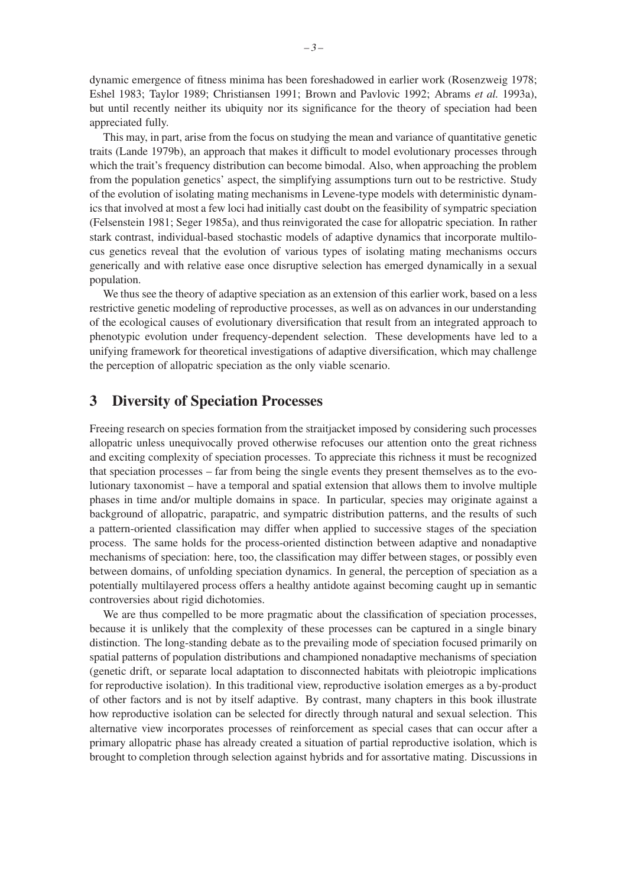dynamic emergence of fitness minima has been foreshadowed in earlier work (Rosenzweig 1978; Eshel 1983; Taylor 1989; Christiansen 1991; Brown and Pavlovic 1992; Abrams *et al.* 1993a), but until recently neither its ubiquity nor its significance for the theory of speciation had been appreciated fully.

This may, in part, arise from the focus on studying the mean and variance of quantitative genetic traits (Lande 1979b), an approach that makes it difficult to model evolutionary processes through which the trait's frequency distribution can become bimodal. Also, when approaching the problem from the population genetics' aspect, the simplifying assumptions turn out to be restrictive. Study of the evolution of isolating mating mechanisms in Levene-type models with deterministic dynamics that involved at most a few loci had initially cast doubt on the feasibility of sympatric speciation (Felsenstein 1981; Seger 1985a), and thus reinvigorated the case for allopatric speciation. In rather stark contrast, individual-based stochastic models of adaptive dynamics that incorporate multilocus genetics reveal that the evolution of various types of isolating mating mechanisms occurs generically and with relative ease once disruptive selection has emerged dynamically in a sexual population.

We thus see the theory of adaptive speciation as an extension of this earlier work, based on a less restrictive genetic modeling of reproductive processes, as well as on advances in our understanding of the ecological causes of evolutionary diversification that result from an integrated approach to phenotypic evolution under frequency-dependent selection. These developments have led to a unifying framework for theoretical investigations of adaptive diversification, which may challenge the perception of allopatric speciation as the only viable scenario.

## 3 Diversity of Speciation Processes

Freeing research on species formation from the straitjacket imposed by considering such processes allopatric unless unequivocally proved otherwise refocuses our attention onto the great richness and exciting complexity of speciation processes. To appreciate this richness it must be recognized that speciation processes – far from being the single events they present themselves as to the evolutionary taxonomist – have a temporal and spatial extension that allows them to involve multiple phases in time and/or multiple domains in space. In particular, species may originate against a background of allopatric, parapatric, and sympatric distribution patterns, and the results of such a pattern-oriented classification may differ when applied to successive stages of the speciation process. The same holds for the process-oriented distinction between adaptive and nonadaptive mechanisms of speciation: here, too, the classification may differ between stages, or possibly even between domains, of unfolding speciation dynamics. In general, the perception of speciation as a potentially multilayered process offers a healthy antidote against becoming caught up in semantic controversies about rigid dichotomies.

We are thus compelled to be more pragmatic about the classification of speciation processes, because it is unlikely that the complexity of these processes can be captured in a single binary distinction. The long-standing debate as to the prevailing mode of speciation focused primarily on spatial patterns of population distributions and championed nonadaptive mechanisms of speciation (genetic drift, or separate local adaptation to disconnected habitats with pleiotropic implications for reproductive isolation). In this traditional view, reproductive isolation emerges as a by-product of other factors and is not by itself adaptive. By contrast, many chapters in this book illustrate how reproductive isolation can be selected for directly through natural and sexual selection. This alternative view incorporates processes of reinforcement as special cases that can occur after a primary allopatric phase has already created a situation of partial reproductive isolation, which is brought to completion through selection against hybrids and for assortative mating. Discussions in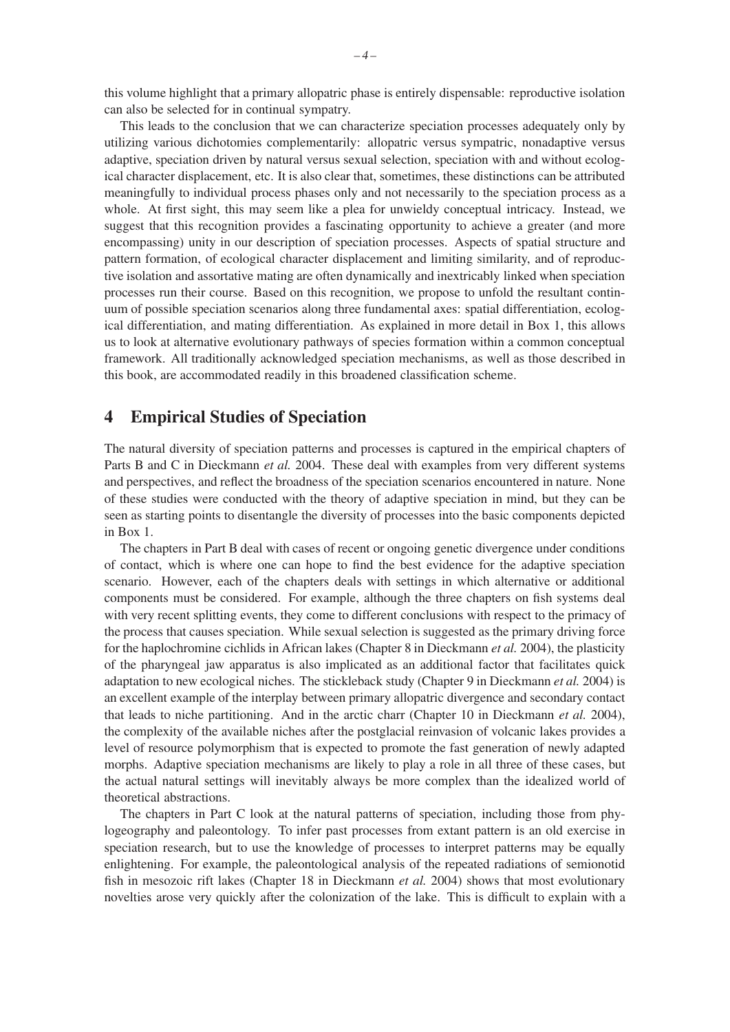this volume highlight that a primary allopatric phase is entirely dispensable: reproductive isolation can also be selected for in continual sympatry.

This leads to the conclusion that we can characterize speciation processes adequately only by utilizing various dichotomies complementarily: allopatric versus sympatric, nonadaptive versus adaptive, speciation driven by natural versus sexual selection, speciation with and without ecological character displacement, etc. It is also clear that, sometimes, these distinctions can be attributed meaningfully to individual process phases only and not necessarily to the speciation process as a whole. At first sight, this may seem like a plea for unwieldy conceptual intricacy. Instead, we suggest that this recognition provides a fascinating opportunity to achieve a greater (and more encompassing) unity in our description of speciation processes. Aspects of spatial structure and pattern formation, of ecological character displacement and limiting similarity, and of reproductive isolation and assortative mating are often dynamically and inextricably linked when speciation processes run their course. Based on this recognition, we propose to unfold the resultant continuum of possible speciation scenarios along three fundamental axes: spatial differentiation, ecological differentiation, and mating differentiation. As explained in more detail in Box 1, this allows us to look at alternative evolutionary pathways of species formation within a common conceptual framework. All traditionally acknowledged speciation mechanisms, as well as those described in this book, are accommodated readily in this broadened classification scheme.

## 4 Empirical Studies of Speciation

The natural diversity of speciation patterns and processes is captured in the empirical chapters of Parts B and C in Dieckmann *et al.* 2004. These deal with examples from very different systems and perspectives, and reflect the broadness of the speciation scenarios encountered in nature. None of these studies were conducted with the theory of adaptive speciation in mind, but they can be seen as starting points to disentangle the diversity of processes into the basic components depicted in Box 1.

The chapters in Part B deal with cases of recent or ongoing genetic divergence under conditions of contact, which is where one can hope to find the best evidence for the adaptive speciation scenario. However, each of the chapters deals with settings in which alternative or additional components must be considered. For example, although the three chapters on fish systems deal with very recent splitting events, they come to different conclusions with respect to the primacy of the process that causes speciation. While sexual selection is suggested as the primary driving force for the haplochromine cichlids in African lakes (Chapter 8 in Dieckmann *et al.* 2004), the plasticity of the pharyngeal jaw apparatus is also implicated as an additional factor that facilitates quick adaptation to new ecological niches. The stickleback study (Chapter 9 in Dieckmann *et al.* 2004) is an excellent example of the interplay between primary allopatric divergence and secondary contact that leads to niche partitioning. And in the arctic charr (Chapter 10 in Dieckmann *et al.* 2004), the complexity of the available niches after the postglacial reinvasion of volcanic lakes provides a level of resource polymorphism that is expected to promote the fast generation of newly adapted morphs. Adaptive speciation mechanisms are likely to play a role in all three of these cases, but the actual natural settings will inevitably always be more complex than the idealized world of theoretical abstractions.

The chapters in Part C look at the natural patterns of speciation, including those from phylogeography and paleontology. To infer past processes from extant pattern is an old exercise in speciation research, but to use the knowledge of processes to interpret patterns may be equally enlightening. For example, the paleontological analysis of the repeated radiations of semionotid fish in mesozoic rift lakes (Chapter 18 in Dieckmann *et al.* 2004) shows that most evolutionary novelties arose very quickly after the colonization of the lake. This is difficult to explain with a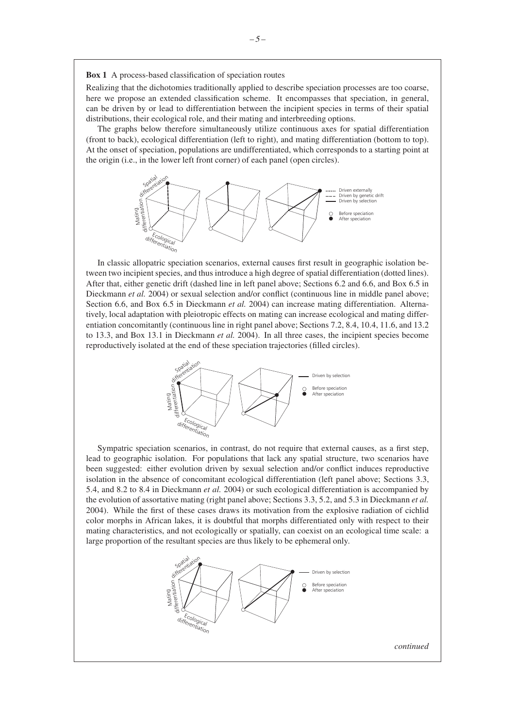**Box 1** A process-based classification of speciation routes

Realizing that the dichotomies traditionally applied to describe speciation processes are too coarse, here we propose an extended classification scheme. It encompasses that speciation, in general, can be driven by or lead to differentiation between the incipient species in terms of their spatial distributions, their ecological role, and their mating and interbreeding options.

The graphs below therefore simultaneously utilize continuous axes for spatial differentiation (front to back), ecological differentiation (left to right), and mating differentiation (bottom to top). At the onset of speciation, populations are undifferentiated, which corresponds to a starting point at the origin (i.e., in the lower left front corner) of each panel (open circles).

In classic allopatric speciation scenarios, external causes first result in geographic isolation between two incipient species, and thus introduce a high degree of spatial differentiation (dotted lines). After that, either genetic drift (dashed line in left panel above; Sections 6.2 and 6.6, and Box 6.5 in Dieckmann *et al.* 2004) or sexual selection and/or conflict (continuous line in middle panel above; Section 6.6, and Box 6.5 in Dieckmann *et al.* 2004) can increase mating differentiation. Alternatively, local adaptation with pleiotropic effects on mating can increase ecological and mating differentiation concomitantly (continuous line in right panel above; Sections 7.2, 8.4, 10.4, 11.6, and 13.2 to 13.3, and Box 13.1 in Dieckmann *et al.* 2004). In all three cases, the incipient species become reproductively isolated at the end of these speciation trajectories (filled circles).

Sympatric speciation scenarios, in contrast, do not require that external causes, as a first step, lead to geographic isolation. For populations that lack any spatial structure, two scenarios have been suggested: either evolution driven by sexual selection and/or conflict induces reproductive isolation in the absence of concomitant ecological differentiation (left panel above; Sections 3.3, 5.4, and 8.2 to 8.4 in Dieckmann *et al.* 2004) or such ecological differentiation is accompanied by the evolution of assortative mating (right panel above; Sections 3.3, 5.2, and 5.3 in Dieckmann *et al.* 2004). While the first of these cases draws its motivation from the explosive radiation of cichlid color morphs in African lakes, it is doubtful that morphs differentiated only with respect to their mating characteristics, and not ecologically or spatially, can coexist on an ecological time scale: a large proportion of the resultant species are thus likely to be ephemeral only.

*continued*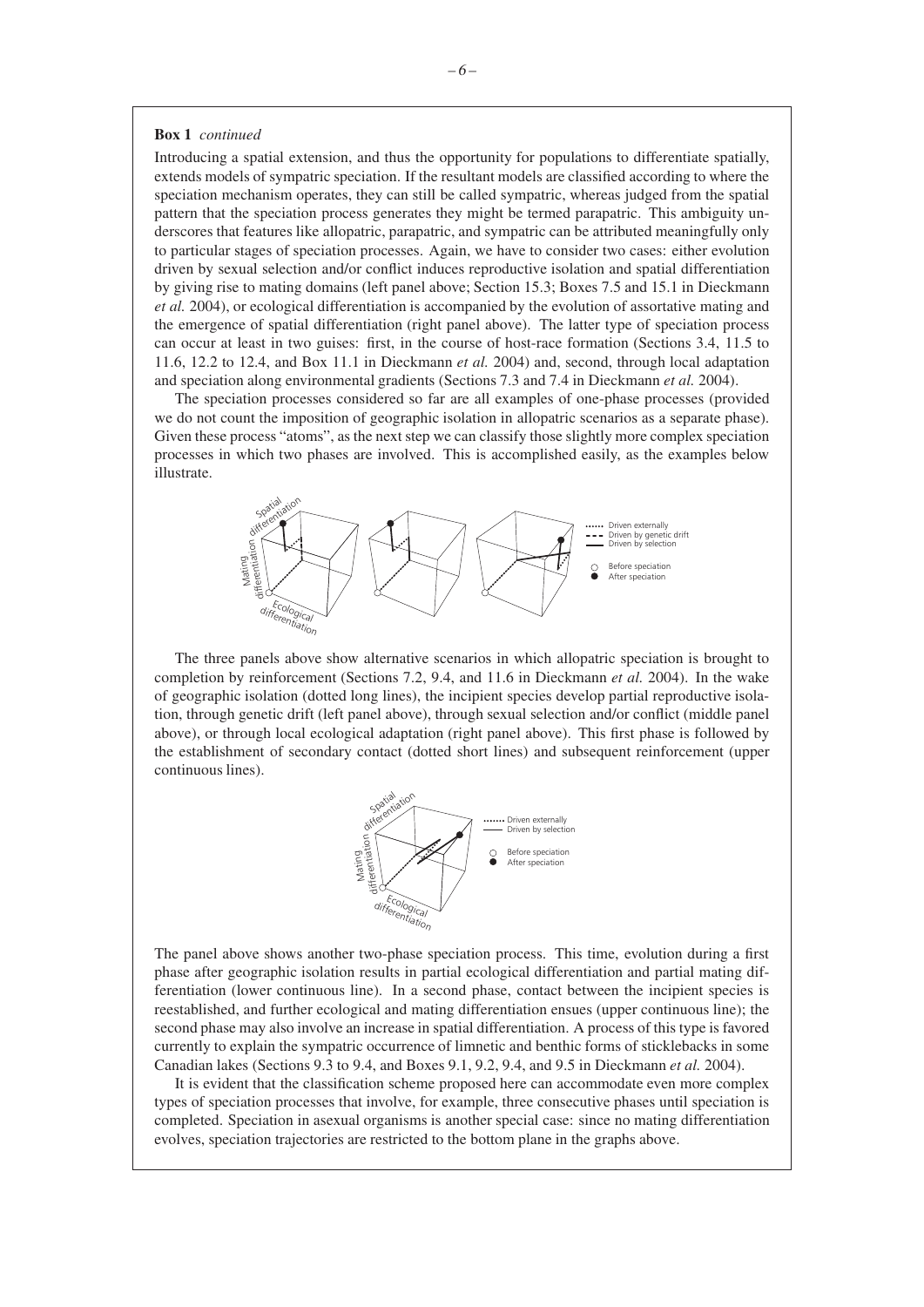**Box 1** *continued*

Introducing a spatial extension, and thus the opportunity for populations to differentiate spatially, extends models of sympatric speciation. If the resultant models are classified according to where the speciation mechanism operates, they can still be called sympatric, whereas judged from the spatial pattern that the speciation process generates they might be termed parapatric. This ambiguity underscores that features like allopatric, parapatric, and sympatric can be attributed meaningfully only to particular stages of speciation processes. Again, we have to consider two cases: either evolution driven by sexual selection and/or conflict induces reproductive isolation and spatial differentiation by giving rise to mating domains (left panel above; Section 15.3; Boxes 7.5 and 15.1 in Dieckmann *et al.* 2004), or ecological differentiation is accompanied by the evolution of assortative mating and the emergence of spatial differentiation (right panel above). The latter type of speciation process can occur at least in two guises: first, in the course of host-race formation (Sections 3.4, 11.5 to 11.6, 12.2 to 12.4, and Box 11.1 in Dieckmann *et al.* 2004) and, second, through local adaptation and speciation along environmental gradients (Sections 7.3 and 7.4 in Dieckmann *et al.* 2004).

The speciation processes considered so far are all examples of one-phase processes (provided we do not count the imposition of geographic isolation in allopatric scenarios as a separate phase). Given these process "atoms", as the next step we can classify those slightly more complex speciation processes in which two phases are involved. This is accomplished easily, as the examples below illustrate.

The three panels above show alternative scenarios in which allopatric speciation is brought to completion by reinforcement (Sections 7.2, 9.4, and 11.6 in Dieckmann *et al.* 2004). In the wake of geographic isolation (dotted long lines), the incipient species develop partial reproductive isolation, through genetic drift (left panel above), through sexual selection and/or conflict (middle panel above), or through local ecological adaptation (right panel above). This first phase is followed by the establishment of secondary contact (dotted short lines) and subsequent reinforcement (upper continuous lines).

The panel above shows another two-phase speciation process. This time, evolution during a first phase after geographic isolation results in partial ecological differentiation and partial mating differentiation (lower continuous line). In a second phase, contact between the incipient species is reestablished, and further ecological and mating differentiation ensues (upper continuous line); the second phase may also involve an increase in spatial differentiation. A process of this type is favored currently to explain the sympatric occurrence of limnetic and benthic forms of sticklebacks in some Canadian lakes (Sections 9.3 to 9.4, and Boxes 9.1, 9.2, 9.4, and 9.5 in Dieckmann *et al.* 2004).

It is evident that the classification scheme proposed here can accommodate even more complex types of speciation processes that involve, for example, three consecutive phases until speciation is completed. Speciation in asexual organisms is another special case: since no mating differentiation evolves, speciation trajectories are restricted to the bottom plane in the graphs above.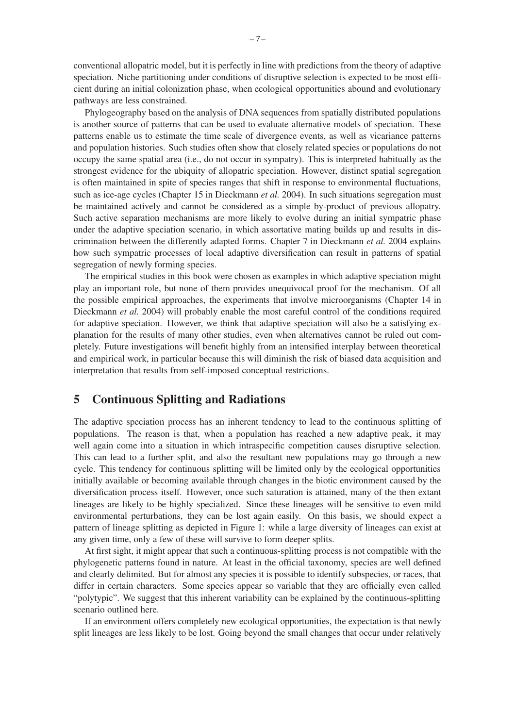conventional allopatric model, but it is perfectly in line with predictions from the theory of adaptive speciation. Niche partitioning under conditions of disruptive selection is expected to be most efficient during an initial colonization phase, when ecological opportunities abound and evolutionary pathways are less constrained.

Phylogeography based on the analysis of DNA sequences from spatially distributed populations is another source of patterns that can be used to evaluate alternative models of speciation. These patterns enable us to estimate the time scale of divergence events, as well as vicariance patterns and population histories. Such studies often show that closely related species or populations do not occupy the same spatial area (i.e., do not occur in sympatry). This is interpreted habitually as the strongest evidence for the ubiquity of allopatric speciation. However, distinct spatial segregation is often maintained in spite of species ranges that shift in response to environmental fluctuations, such as ice-age cycles (Chapter 15 in Dieckmann *et al.* 2004). In such situations segregation must be maintained actively and cannot be considered as a simple by-product of previous allopatry. Such active separation mechanisms are more likely to evolve during an initial sympatric phase under the adaptive speciation scenario, in which assortative mating builds up and results in discrimination between the differently adapted forms. Chapter 7 in Dieckmann *et al.* 2004 explains how such sympatric processes of local adaptive diversification can result in patterns of spatial segregation of newly forming species.

The empirical studies in this book were chosen as examples in which adaptive speciation might play an important role, but none of them provides unequivocal proof for the mechanism. Of all the possible empirical approaches, the experiments that involve microorganisms (Chapter 14 in Dieckmann *et al.* 2004) will probably enable the most careful control of the conditions required for adaptive speciation. However, we think that adaptive speciation will also be a satisfying explanation for the results of many other studies, even when alternatives cannot be ruled out completely. Future investigations will benefit highly from an intensified interplay between theoretical and empirical work, in particular because this will diminish the risk of biased data acquisition and interpretation that results from self-imposed conceptual restrictions.

## 5 Continuous Splitting and Radiations

The adaptive speciation process has an inherent tendency to lead to the continuous splitting of populations. The reason is that, when a population has reached a new adaptive peak, it may well again come into a situation in which intraspecific competition causes disruptive selection. This can lead to a further split, and also the resultant new populations may go through a new cycle. This tendency for continuous splitting will be limited only by the ecological opportunities initially available or becoming available through changes in the biotic environment caused by the diversification process itself. However, once such saturation is attained, many of the then extant lineages are likely to be highly specialized. Since these lineages will be sensitive to even mild environmental perturbations, they can be lost again easily. On this basis, we should expect a pattern of lineage splitting as depicted in Figure 1: while a large diversity of lineages can exist at any given time, only a few of these will survive to form deeper splits.

At first sight, it might appear that such a continuous-splitting process is not compatible with the phylogenetic patterns found in nature. At least in the official taxonomy, species are well defined and clearly delimited. But for almost any species it is possible to identify subspecies, or races, that differ in certain characters. Some species appear so variable that they are officially even called "polytypic". We suggest that this inherent variability can be explained by the continuous-splitting scenario outlined here.

If an environment offers completely new ecological opportunities, the expectation is that newly split lineages are less likely to be lost. Going beyond the small changes that occur under relatively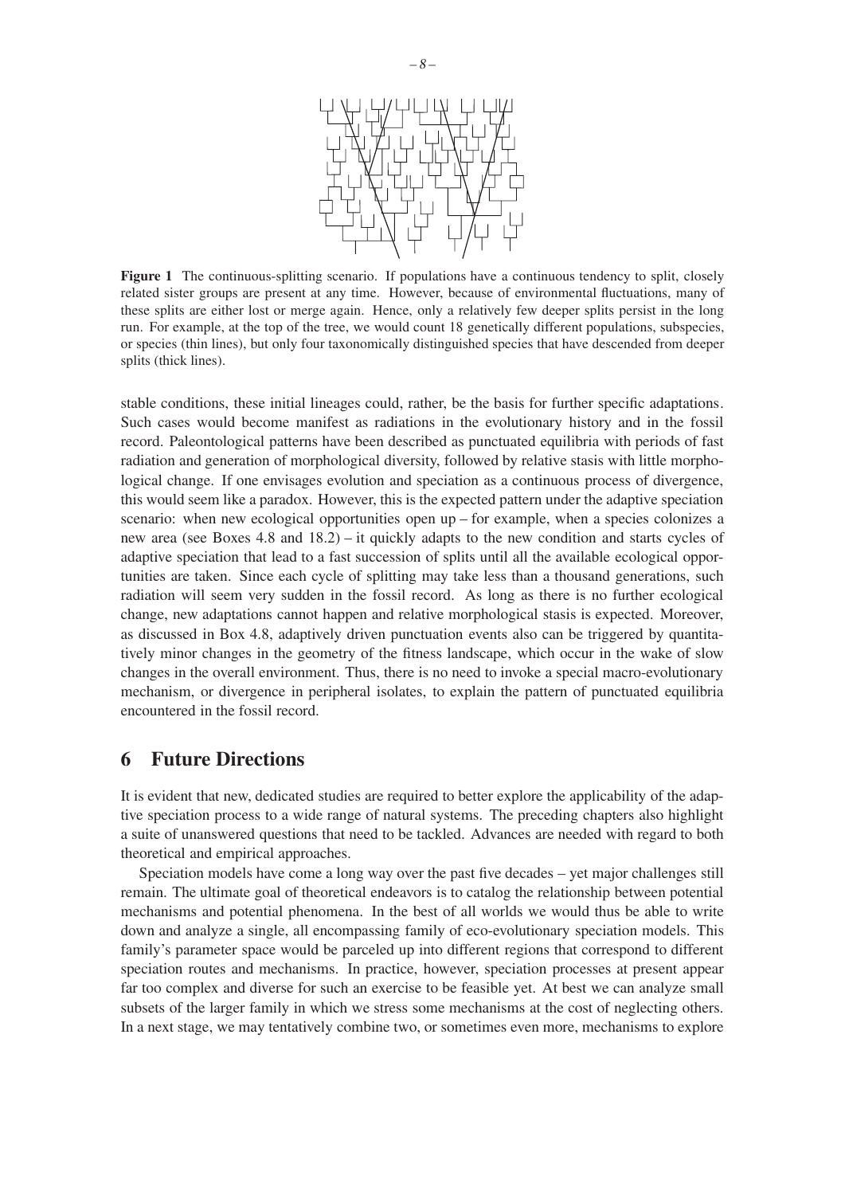**Figure 1** The continuous-splitting scenario. If populations have a continuous tendency to split, closely related sister groups are present at any time. However, because of environmental fluctuations, many of these splits are either lost or merge again. Hence, only a relatively few deeper splits persist in the long run. For example, at the top of the tree, we would count 18 genetically different populations, subspecies, or species (thin lines), but only four taxonomically distinguished species that have descended from deeper splits (thick lines).

stable conditions, these initial lineages could, rather, be the basis for further specific adaptations. Such cases would become manifest as radiations in the evolutionary history and in the fossil record. Paleontological patterns have been described as punctuated equilibria with periods of fast radiation and generation of morphological diversity, followed by relative stasis with little morphological change. If one envisages evolution and speciation as a continuous process of divergence, this would seem like a paradox. However, this is the expected pattern under the adaptive speciation scenario: when new ecological opportunities open up – for example, when a species colonizes a new area (see Boxes 4.8 and 18.2) – it quickly adapts to the new condition and starts cycles of adaptive speciation that lead to a fast succession of splits until all the available ecological opportunities are taken. Since each cycle of splitting may take less than a thousand generations, such radiation will seem very sudden in the fossil record. As long as there is no further ecological change, new adaptations cannot happen and relative morphological stasis is expected. Moreover, as discussed in Box 4.8, adaptively driven punctuation events also can be triggered by quantitatively minor changes in the geometry of the fitness landscape, which occur in the wake of slow changes in the overall environment. Thus, there is no need to invoke a special macro-evolutionary mechanism, or divergence in peripheral isolates, to explain the pattern of punctuated equilibria encountered in the fossil record.

## 6 Future Directions

It is evident that new, dedicated studies are required to better explore the applicability of the adaptive speciation process to a wide range of natural systems. The preceding chapters also highlight a suite of unanswered questions that need to be tackled. Advances are needed with regard to both theoretical and empirical approaches.

Speciation models have come a long way over the past five decades – yet major challenges still remain. The ultimate goal of theoretical endeavors is to catalog the relationship between potential mechanisms and potential phenomena. In the best of all worlds we would thus be able to write down and analyze a single, all encompassing family of eco-evolutionary speciation models. This family's parameter space would be parceled up into different regions that correspond to different speciation routes and mechanisms. In practice, however, speciation processes at present appear far too complex and diverse for such an exercise to be feasible yet. At best we can analyze small subsets of the larger family in which we stress some mechanisms at the cost of neglecting others. In a next stage, we may tentatively combine two, or sometimes even more, mechanisms to explore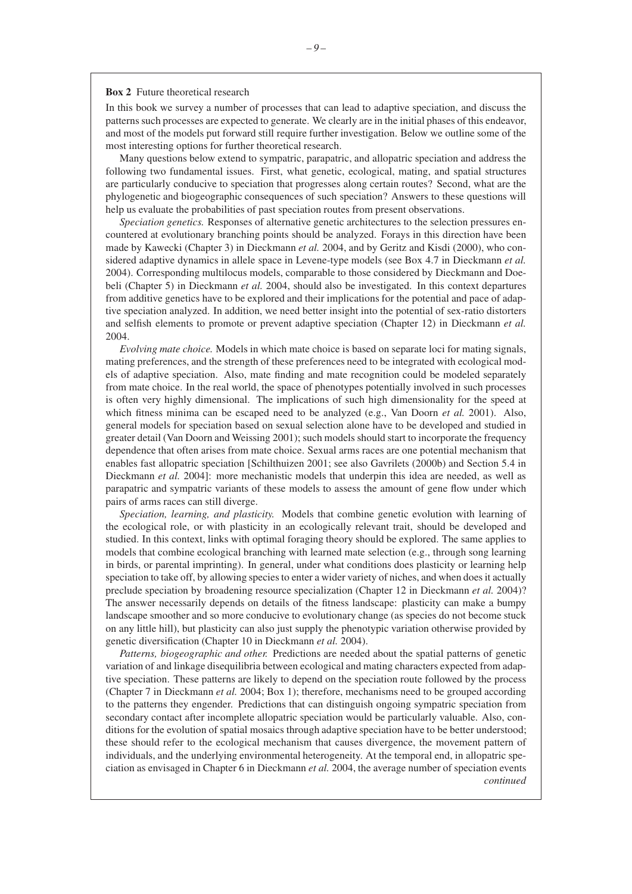**Box 2** Future theoretical research

In this book we survey a number of processes that can lead to adaptive speciation, and discuss the patterns such processes are expected to generate. We clearly are in the initial phases of this endeavor, and most of the models put forward still require further investigation. Below we outline some of the most interesting options for further theoretical research.

Many questions below extend to sympatric, parapatric, and allopatric speciation and address the following two fundamental issues. First, what genetic, ecological, mating, and spatial structures are particularly conducive to speciation that progresses along certain routes? Second, what are the phylogenetic and biogeographic consequences of such speciation? Answers to these questions will help us evaluate the probabilities of past speciation routes from present observations.

*Speciation genetics.* Responses of alternative genetic architectures to the selection pressures encountered at evolutionary branching points should be analyzed. Forays in this direction have been made by Kawecki (Chapter 3) in Dieckmann *et al.* 2004, and by Geritz and Kisdi (2000), who considered adaptive dynamics in allele space in Levene-type models (see Box 4.7 in Dieckmann *et al.* 2004). Corresponding multilocus models, comparable to those considered by Dieckmann and Doebeli (Chapter 5) in Dieckmann *et al.* 2004, should also be investigated. In this context departures from additive genetics have to be explored and their implications for the potential and pace of adaptive speciation analyzed. In addition, we need better insight into the potential of sex-ratio distorters and selfish elements to promote or prevent adaptive speciation (Chapter 12) in Dieckmann *et al.* 2004.

*Evolving mate choice.* Models in which mate choice is based on separate loci for mating signals, mating preferences, and the strength of these preferences need to be integrated with ecological models of adaptive speciation. Also, mate finding and mate recognition could be modeled separately from mate choice. In the real world, the space of phenotypes potentially involved in such processes is often very highly dimensional. The implications of such high dimensionality for the speed at which fitness minima can be escaped need to be analyzed (e.g., Van Doorn *et al.* 2001). Also, general models for speciation based on sexual selection alone have to be developed and studied in greater detail (Van Doorn and Weissing 2001); such models should start to incorporate the frequency dependence that often arises from mate choice. Sexual arms races are one potential mechanism that enables fast allopatric speciation [Schilthuizen 2001; see also Gavrilets (2000b) and Section 5.4 in Dieckmann *et al.* 2004]: more mechanistic models that underpin this idea are needed, as well as parapatric and sympatric variants of these models to assess the amount of gene flow under which pairs of arms races can still diverge.

*Speciation, learning, and plasticity.* Models that combine genetic evolution with learning of the ecological role, or with plasticity in an ecologically relevant trait, should be developed and studied. In this context, links with optimal foraging theory should be explored. The same applies to models that combine ecological branching with learned mate selection (e.g., through song learning in birds, or parental imprinting). In general, under what conditions does plasticity or learning help speciation to take off, by allowing species to enter a wider variety of niches, and when does it actually preclude speciation by broadening resource specialization (Chapter 12 in Dieckmann *et al.* 2004)? The answer necessarily depends on details of the fitness landscape: plasticity can make a bumpy landscape smoother and so more conducive to evolutionary change (as species do not become stuck on any little hill), but plasticity can also just supply the phenotypic variation otherwise provided by genetic diversification (Chapter 10 in Dieckmann *et al.* 2004).

*Patterns, biogeographic and other.* Predictions are needed about the spatial patterns of genetic variation of and linkage disequilibria between ecological and mating characters expected from adaptive speciation. These patterns are likely to depend on the speciation route followed by the process (Chapter 7 in Dieckmann *et al.* 2004; Box 1); therefore, mechanisms need to be grouped according to the patterns they engender. Predictions that can distinguish ongoing sympatric speciation from secondary contact after incomplete allopatric speciation would be particularly valuable. Also, conditions for the evolution of spatial mosaics through adaptive speciation have to be better understood; these should refer to the ecological mechanism that causes divergence, the movement pattern of individuals, and the underlying environmental heterogeneity. At the temporal end, in allopatric speciation as envisaged in Chapter 6 in Dieckmann *et al.* 2004, the average number of speciation events

*continued*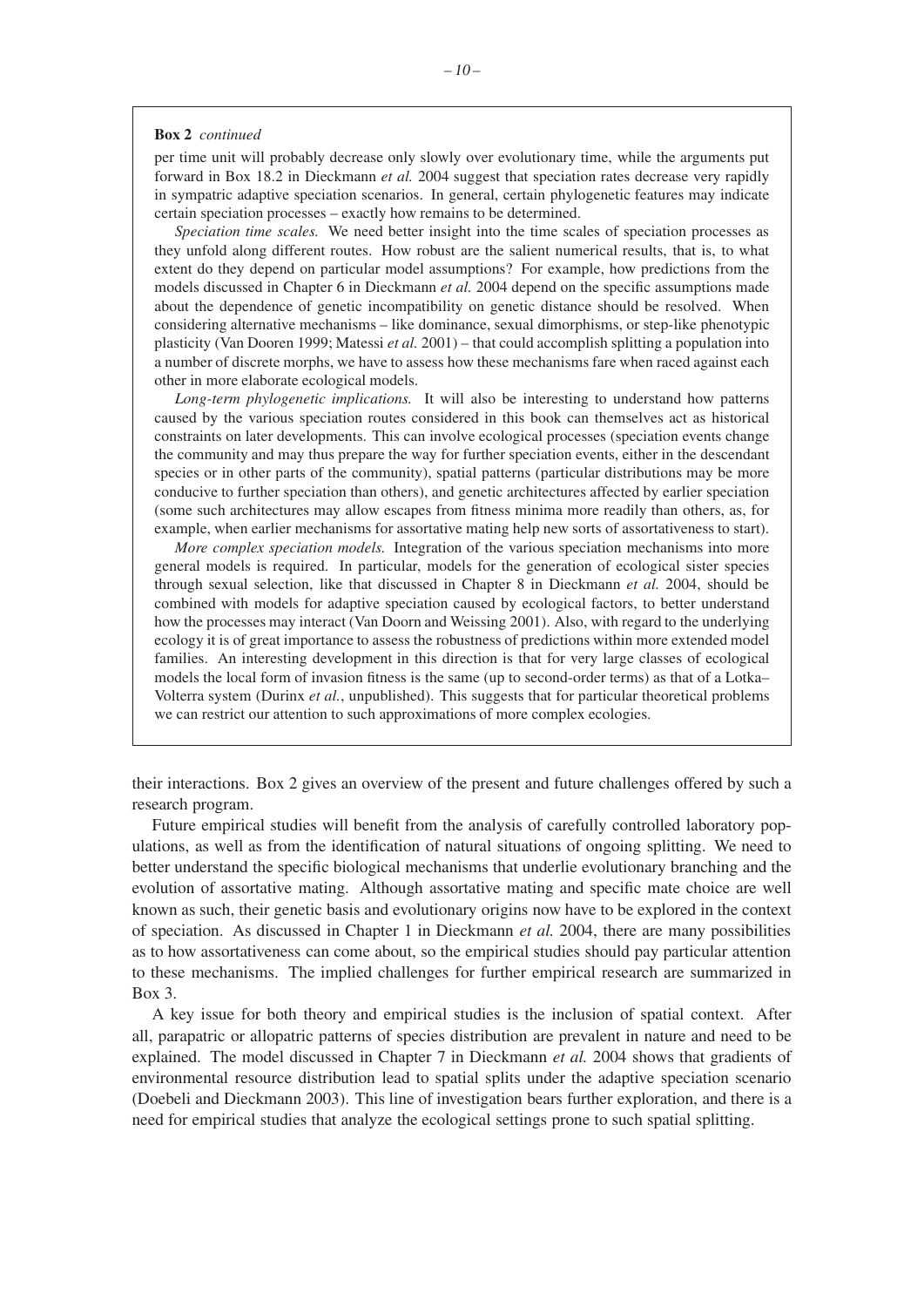**Box 2** *continued*

per time unit will probably decrease only slowly over evolutionary time, while the arguments put forward in Box 18.2 in Dieckmann *et al.* 2004 suggest that speciation rates decrease very rapidly in sympatric adaptive speciation scenarios. In general, certain phylogenetic features may indicate certain speciation processes – exactly how remains to be determined.

*Speciation time scales.* We need better insight into the time scales of speciation processes as they unfold along different routes. How robust are the salient numerical results, that is, to what extent do they depend on particular model assumptions? For example, how predictions from the models discussed in Chapter 6 in Dieckmann *et al.* 2004 depend on the specific assumptions made about the dependence of genetic incompatibility on genetic distance should be resolved. When considering alternative mechanisms – like dominance, sexual dimorphisms, or step-like phenotypic plasticity (Van Dooren 1999; Matessi *et al.* 2001) – that could accomplish splitting a population into a number of discrete morphs, we have to assess how these mechanisms fare when raced against each other in more elaborate ecological models.

*Long-term phylogenetic implications.* It will also be interesting to understand how patterns caused by the various speciation routes considered in this book can themselves act as historical constraints on later developments. This can involve ecological processes (speciation events change the community and may thus prepare the way for further speciation events, either in the descendant species or in other parts of the community), spatial patterns (particular distributions may be more conducive to further speciation than others), and genetic architectures affected by earlier speciation (some such architectures may allow escapes from fitness minima more readily than others, as, for example, when earlier mechanisms for assortative mating help new sorts of assortativeness to start).

*More complex speciation models.* Integration of the various speciation mechanisms into more general models is required. In particular, models for the generation of ecological sister species through sexual selection, like that discussed in Chapter 8 in Dieckmann *et al.* 2004, should be combined with models for adaptive speciation caused by ecological factors, to better understand how the processes may interact (Van Doorn and Weissing 2001). Also, with regard to the underlying ecology it is of great importance to assess the robustness of predictions within more extended model families. An interesting development in this direction is that for very large classes of ecological models the local form of invasion fitness is the same (up to second-order terms) as that of a Lotka–Volterra system (Durinx *et al.*, unpublished). This suggests that for particular theoretical problems we can restrict our attention to such approximations of more complex ecologies.

their interactions. Box 2 gives an overview of the present and future challenges offered by such a research program.

Future empirical studies will benefit from the analysis of carefully controlled laboratory populations, as well as from the identification of natural situations of ongoing splitting. We need to better understand the specific biological mechanisms that underlie evolutionary branching and the evolution of assortative mating. Although assortative mating and specific mate choice are well known as such, their genetic basis and evolutionary origins now have to be explored in the context of speciation. As discussed in Chapter 1 in Dieckmann *et al.* 2004, there are many possibilities as to how assortativeness can come about, so the empirical studies should pay particular attention to these mechanisms. The implied challenges for further empirical research are summarized in Box 3.

A key issue for both theory and empirical studies is the inclusion of spatial context. After all, parapatric or allopatric patterns of species distribution are prevalent in nature and need to be explained. The model discussed in Chapter 7 in Dieckmann *et al.* 2004 shows that gradients of environmental resource distribution lead to spatial splits under the adaptive speciation scenario (Doebeli and Dieckmann 2003). This line of investigation bears further exploration, and there is a need for empirical studies that analyze the ecological settings prone to such spatial splitting.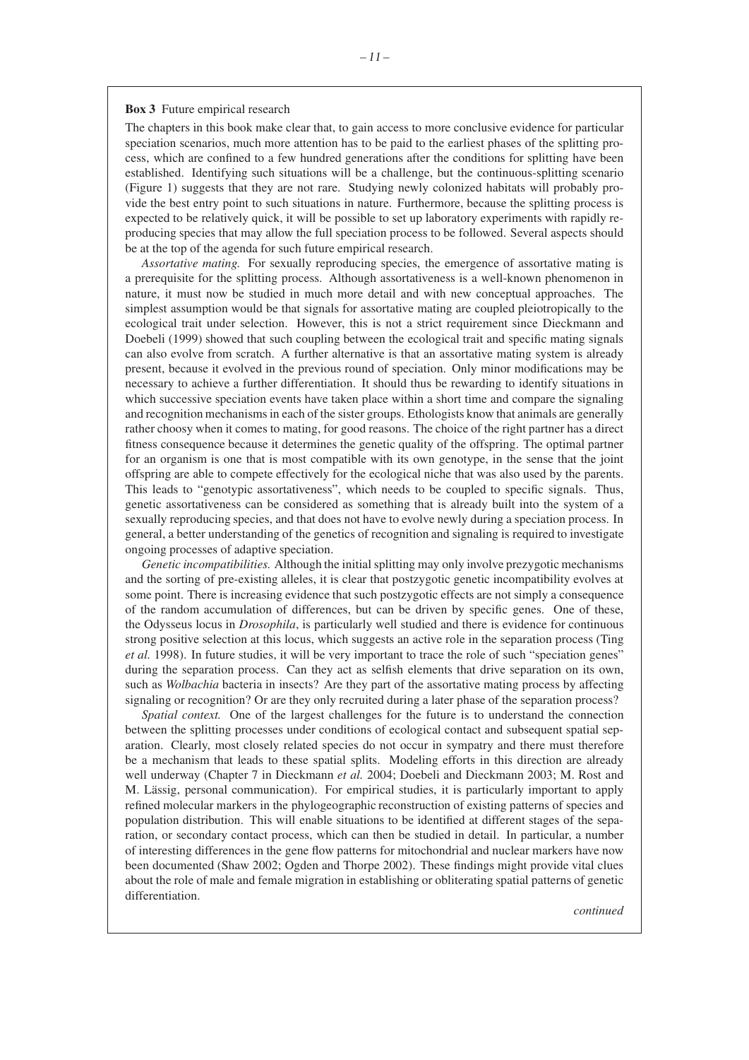**Box 3** Future empirical research

The chapters in this book make clear that, to gain access to more conclusive evidence for particular speciation scenarios, much more attention has to be paid to the earliest phases of the splitting process, which are confined to a few hundred generations after the conditions for splitting have been established. Identifying such situations will be a challenge, but the continuous-splitting scenario (Figure 1) suggests that they are not rare. Studying newly colonized habitats will probably provide the best entry point to such situations in nature. Furthermore, because the splitting process is expected to be relatively quick, it will be possible to set up laboratory experiments with rapidly reproducing species that may allow the full speciation process to be followed. Several aspects should be at the top of the agenda for such future empirical research.

*Assortative mating.* For sexually reproducing species, the emergence of assortative mating is a prerequisite for the splitting process. Although assortativeness is a well-known phenomenon in nature, it must now be studied in much more detail and with new conceptual approaches. The simplest assumption would be that signals for assortative mating are coupled pleiotropically to the ecological trait under selection. However, this is not a strict requirement since Dieckmann and Doebeli (1999) showed that such coupling between the ecological trait and specific mating signals can also evolve from scratch. A further alternative is that an assortative mating system is already present, because it evolved in the previous round of speciation. Only minor modifications may be necessary to achieve a further differentiation. It should thus be rewarding to identify situations in which successive speciation events have taken place within a short time and compare the signaling and recognition mechanisms in each of the sister groups. Ethologists know that animals are generally rather choosy when it comes to mating, for good reasons. The choice of the right partner has a direct fitness consequence because it determines the genetic quality of the offspring. The optimal partner for an organism is one that is most compatible with its own genotype, in the sense that the joint offspring are able to compete effectively for the ecological niche that was also used by the parents. This leads to "genotypic assortativeness", which needs to be coupled to specific signals. Thus, genetic assortativeness can be considered as something that is already built into the system of a sexually reproducing species, and that does not have to evolve newly during a speciation process. In general, a better understanding of the genetics of recognition and signaling is required to investigate ongoing processes of adaptive speciation.

*Genetic incompatibilities.* Although the initial splitting may only involve prezygotic mechanisms and the sorting of pre-existing alleles, it is clear that postzygotic genetic incompatibility evolves at some point. There is increasing evidence that such postzygotic effects are not simply a consequence of the random accumulation of differences, but can be driven by specific genes. One of these, the Odysseus locus in *Drosophila*, is particularly well studied and there is evidence for continuous strong positive selection at this locus, which suggests an active role in the separation process (Ting *et al.* 1998). In future studies, it will be very important to trace the role of such "speciation genes" during the separation process. Can they act as selfish elements that drive separation on its own, such as *Wolbachia* bacteria in insects? Are they part of the assortative mating process by affecting signaling or recognition? Or are they only recruited during a later phase of the separation process?

*Spatial context.* One of the largest challenges for the future is to understand the connection between the splitting processes under conditions of ecological contact and subsequent spatial separation. Clearly, most closely related species do not occur in sympatry and there must therefore be a mechanism that leads to these spatial splits. Modeling efforts in this direction are already well underway (Chapter 7 in Dieckmann *et al.* 2004; Doebeli and Dieckmann 2003; M. Rost and M. Lässig, personal communication). For empirical studies, it is particularly important to apply refined molecular markers in the phylogeographic reconstruction of existing patterns of species and population distribution. This will enable situations to be identified at different stages of the separation, or secondary contact process, which can then be studied in detail. In particular, a number of interesting differences in the gene flow patterns for mitochondrial and nuclear markers have now been documented (Shaw 2002; Ogden and Thorpe 2002). These findings might provide vital clues about the role of male and female migration in establishing or obliterating spatial patterns of genetic differentiation.

*continued*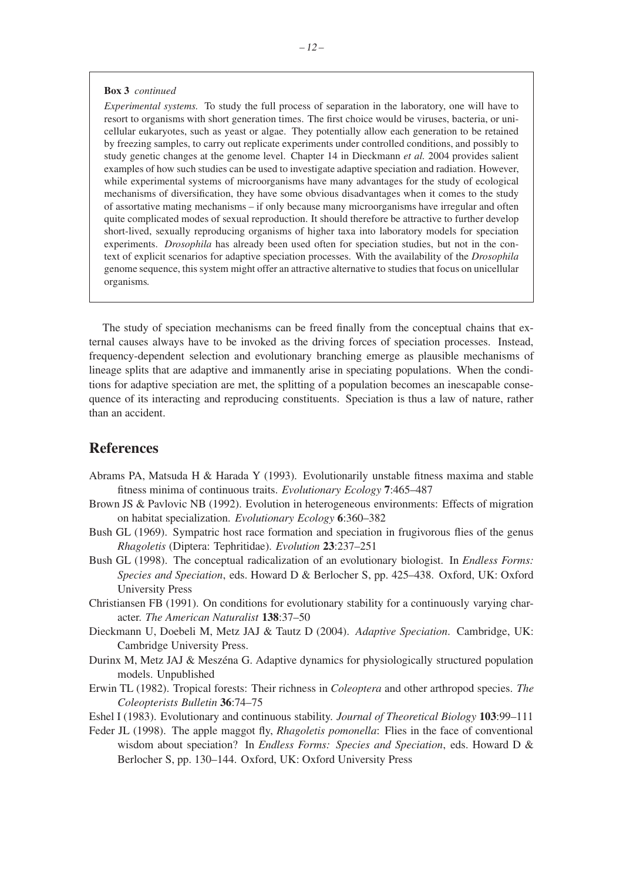**Box 3** *continued*

*Experimental systems.* To study the full process of separation in the laboratory, one will have to resort to organisms with short generation times. The first choice would be viruses, bacteria, or unicellular eukaryotes, such as yeast or algae. They potentially allow each generation to be retained by freezing samples, to carry out replicate experiments under controlled conditions, and possibly to study genetic changes at the genome level. Chapter 14 in Dieckmann *et al.* 2004 provides salient examples of how such studies can be used to investigate adaptive speciation and radiation. However, while experimental systems of microorganisms have many advantages for the study of ecological mechanisms of diversification, they have some obvious disadvantages when it comes to the study of assortative mating mechanisms – if only because many microorganisms have irregular and often quite complicated modes of sexual reproduction. It should therefore be attractive to further develop short-lived, sexually reproducing organisms of higher taxa into laboratory models for speciation experiments. *Drosophila* has already been used often for speciation studies, but not in the context of explicit scenarios for adaptive speciation processes. With the availability of the *Drosophila* genome sequence, this system might offer an attractive alternative to studies that focus on unicellular organisms.

The study of speciation mechanisms can be freed finally from the conceptual chains that external causes always have to be invoked as the driving forces of speciation processes. Instead, frequency-dependent selection and evolutionary branching emerge as plausible mechanisms of lineage splits that are adaptive and immanently arise in speciating populations. When the conditions for adaptive speciation are met, the splitting of a population becomes an inescapable consequence of its interacting and reproducing constituents. Speciation is thus a law of nature, rather than an accident.

## References

Abrams PA, Matsuda H & Harada Y (1993). Evolutionarily unstable fitness maxima and stable fitness minima of continuous traits. *Evolutionary Ecology* **7**:465–487

Brown JS & Pavlovic NB (1992). Evolution in heterogeneous environments: Effects of migration on habitat specialization. *Evolutionary Ecology* **6**:360–382

Bush GL (1969). Sympatric host race formation and speciation in frugivorous flies of the genus *Rhagoletis* (Diptera: Tephritidae). *Evolution* **23**:237–251

Bush GL (1998). The conceptual radicalization of an evolutionary biologist. In *Endless Forms: Species and Speciation*, eds. Howard D & Berlocher S, pp. 425–438. Oxford, UK: Oxford University Press

Christiansen FB (1991). On conditions for evolutionary stability for a continuously varying character. *The American Naturalist* **138**:37–50

Dieckmann U, Doebeli M, Metz JAJ & Tautz D (2004). *Adaptive Speciation*. Cambridge, UK: Cambridge University Press.

Durinx M, Metz JAJ & Meszéna G. Adaptive dynamics for physiologically structured population models. Unpublished

Erwin TL (1982). Tropical forests: Their richness in *Coleoptera* and other arthropod species. *The Coleopterists Bulletin* **36**:74–75

Eshel I (1983). Evolutionary and continuous stability. *Journal of Theoretical Biology* **103**:99–111

Feder JL (1998). The apple maggot fly, *Rhagoletis pomonella*: Flies in the face of conventional wisdom about speciation? In *Endless Forms: Species and Speciation*, eds. Howard D & Berlocher S, pp. 130–144. Oxford, UK: Oxford University Press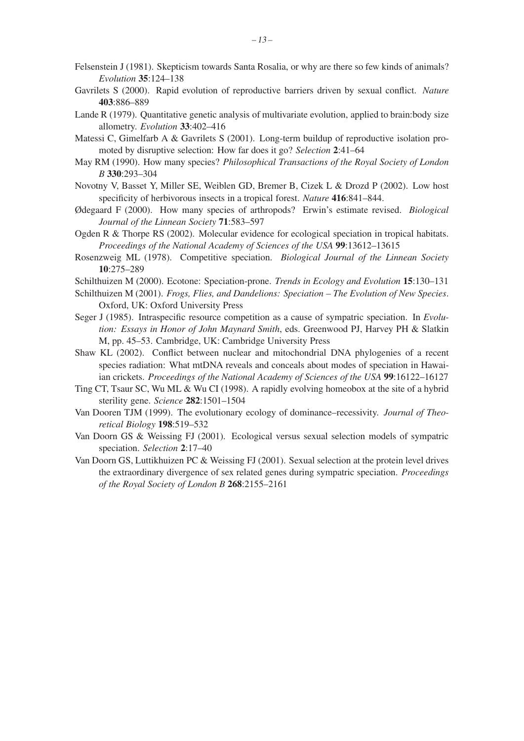Felsenstein J (1981). Skepticism towards Santa Rosalia, or why are there so few kinds of animals? *Evolution* **35**:124–138

Gavrilets S (2000). Rapid evolution of reproductive barriers driven by sexual conflict. *Nature* **403**:886–889

Lande R (1979). Quantitative genetic analysis of multivariate evolution, applied to brain:body size allometry. *Evolution* **33**:402–416

Matessi C, Gimelfarb A & Gavrilets S (2001). Long-term buildup of reproductive isolation promoted by disruptive selection: How far does it go? *Selection* **2**:41–64

May RM (1990). How many species? *Philosophical Transactions of the Royal Society of London B* **330**:293–304

Novotny V, Basset Y, Miller SE, Weiblen GD, Bremer B, Cizek L & Drozd P (2002). Low host specificity of herbivorous insects in a tropical forest. *Nature* **416**:841–844.

Ødegaard F (2000). How many species of arthropods? Erwin's estimate revised. *Biological Journal of the Linnean Society* **71**:583–597

Ogden R & Thorpe RS (2002). Molecular evidence for ecological speciation in tropical habitats. *Proceedings of the National Academy of Sciences of the USA* **99**:13612–13615

Rosenzweig ML (1978). Competitive speciation. *Biological Journal of the Linnean Society* **10**:275–289

Schilthuizen M (2000). Ecotone: Speciation-prone. *Trends in Ecology and Evolution* **15**:130–131

Schilthuizen M (2001). *Frogs, Flies, and Dandelions: Speciation – The Evolution of New Species*. Oxford, UK: Oxford University Press

Seger J (1985). Intraspecific resource competition as a cause of sympatric speciation. In *Evolution: Essays in Honor of John Maynard Smith*, eds. Greenwood PJ, Harvey PH & Slatkin M, pp. 45–53. Cambridge, UK: Cambridge University Press

Shaw KL (2002). Conflict between nuclear and mitochondrial DNA phylogenies of a recent species radiation: What mtDNA reveals and conceals about modes of speciation in Hawaiian crickets. *Proceedings of the National Academy of Sciences of the USA* **99**:16122–16127

Ting CT, Tsaur SC, Wu ML & Wu CI (1998). A rapidly evolving homeobox at the site of a hybrid sterility gene. *Science* **282**:1501–1504

Van Dooren TJM (1999). The evolutionary ecology of dominance–recessivity. *Journal of Theoretical Biology* **198**:519–532

Van Doorn GS & Weissing FJ (2001). Ecological versus sexual selection models of sympatric speciation. *Selection* **2**:17–40

Van Doorn GS, Luttikhuizen PC & Weissing FJ (2001). Sexual selection at the protein level drives the extraordinary divergence of sex related genes during sympatric speciation. *Proceedings of the Royal Society of London B* **268**:2155–2161